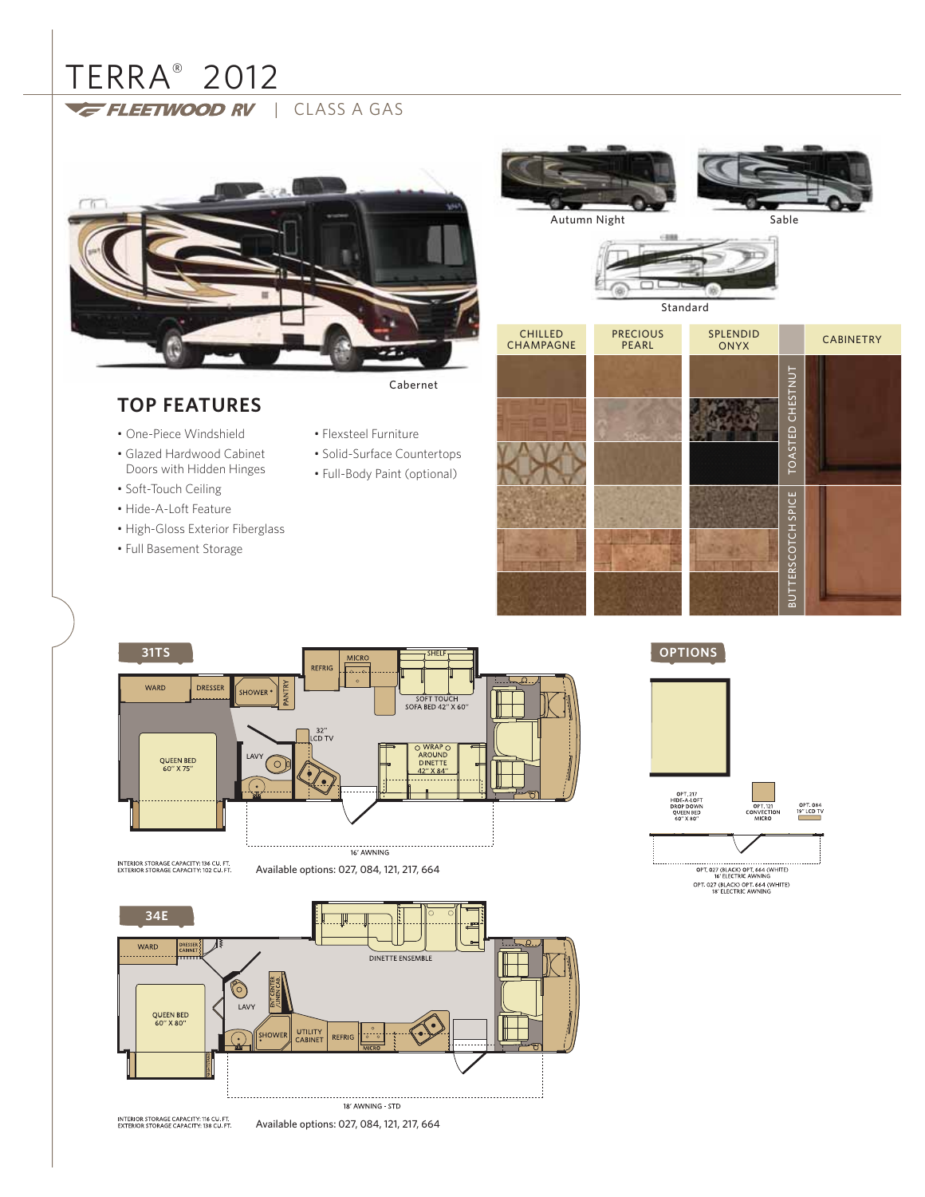# TERRA® 2012

FLEETWOOD RV | CLASS A GAS

Cabernet

Autumn Night

Sable

Standard

| CHILLED CHAMPAGNE | PRECIOUS PEARL | SPLENDID ONYX | | CABINETRY |
|---|---|---|---|---|
| | | | TOASTED CHESTNUT | |
| | | | BUTTERSCOTCH SPICE | |

## TOP FEATURES

- One-Piece Windshield
- Glazed Hardwood Cabinet Doors with Hidden Hinges
- Soft-Touch Ceiling
- Hide-A-Loft Feature
- High-Gloss Exterior Fiberglass
- Full Basement Storage
- Flexsteel Furniture
- Solid-Surface Countertops
- Full-Body Paint (optional)

## 31TS

WARD, DRESSER, SHOWER, PANTRY, REFRIG, MICRO, SHELF, SOFT TOUCH SOFA BED 42" X 60", 32" LCD TV, LAVY, QUEEN BED 60" X 75", WRAP AROUND DINETTE 42" X 84", 16' AWNING

INTERIOR STORAGE CAPACITY: 136 CU. FT.
EXTERIOR STORAGE CAPACITY: 102 CU. FT.

Available options: 027, 084, 121, 217, 664

## 34E

WARD, DRESSER CABINET, DINETTE ENSEMBLE, LAVY, ENT CENTER LINEN CAB, QUEEN BED 60" X 80", SHOWER, UTILITY CABINET, REFRIG, MICRO, 18' AWNING - STD

INTERIOR STORAGE CAPACITY: 116 CU. FT.
EXTERIOR STORAGE CAPACITY: 138 CU. FT.

Available options: 027, 084, 121, 217, 664

## OPTIONS

OPT. 217 HIDE-A-LOFT DROP DOWN QUEEN BED 60" X 80"

OPT. 121 CONVECTION MICRO

OPT. 084 19" LCD TV

OPT. 027 (BLACK) OPT. 664 (WHITE) 16' ELECTRIC AWNING

OPT. 027 (BLACK) OPT. 664 (WHITE) 18' ELECTRIC AWNING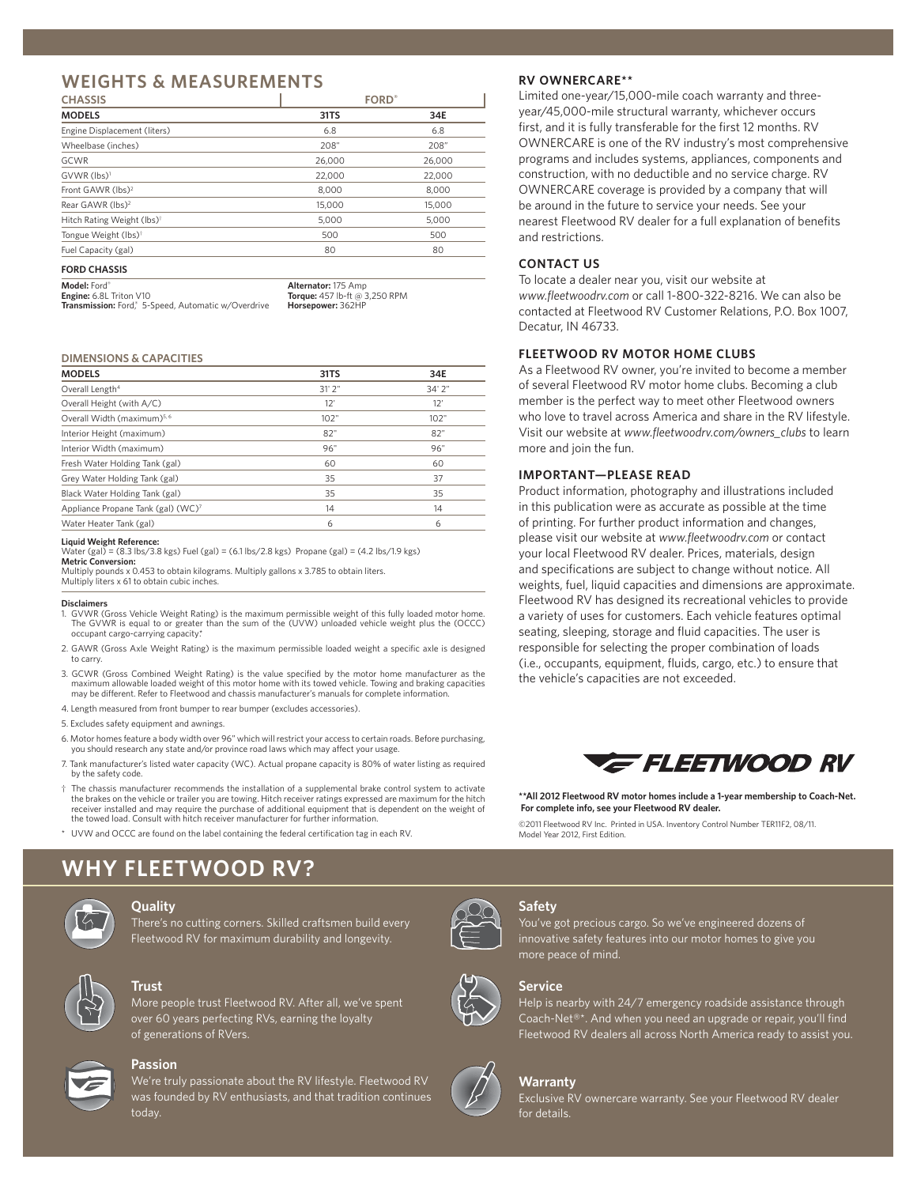## WEIGHTS & MEASUREMENTS

| CHASSIS | FORD® | |
|---|---|---|
| **MODELS** | **31TS** | **34E** |
| Engine Displacement (liters) | 6.8 | 6.8 |
| Wheelbase (inches) | 208" | 208" |
| GCWR | 26,000 | 26,000 |
| GVWR (lbs)[1] | 22,000 | 22,000 |
| Front GAWR (lbs)[2] | 8,000 | 8,000 |
| Rear GAWR (lbs)[2] | 15,000 | 15,000 |
| Hitch Rating Weight (lbs)[†] | 5,000 | 5,000 |
| Tongue Weight (lbs)[†] | 500 | 500 |
| Fuel Capacity (gal) | 80 | 80 |

### FORD CHASSIS

**Model:** Ford®
**Engine:** 6.8L Triton V10
**Transmission:** Ford®, 5-Speed, Automatic w/Overdrive
**Alternator:** 175 Amp
**Torque:** 457 lb-ft @ 3,250 RPM
**Horsepower:** 362HP

### DIMENSIONS & CAPACITIES

| MODELS | 31TS | 34E |
|---|---|---|
| Overall Length[4] | 31' 2" | 34' 2" |
| Overall Height (with A/C) | 12' | 12' |
| Overall Width (maximum)[5, 6] | 102" | 102" |
| Interior Height (maximum) | 82" | 82" |
| Interior Width (maximum) | 96" | 96" |
| Fresh Water Holding Tank (gal) | 60 | 60 |
| Grey Water Holding Tank (gal) | 35 | 37 |
| Black Water Holding Tank (gal) | 35 | 35 |
| Appliance Propane Tank (gal) (WC)[7] | 14 | 14 |
| Water Heater Tank (gal) | 6 | 6 |

**Liquid Weight Reference:**
Water (gal) = (8.3 lbs/3.8 kgs) Fuel (gal) = (6.1 lbs/2.8 kgs) Propane (gal) = (4.2 lbs/1.9 kgs)
**Metric Conversion:**
Multiply pounds x 0.453 to obtain kilograms. Multiply gallons x 3.785 to obtain liters.
Multiply liters x 61 to obtain cubic inches.

**Disclaimers**

1. GVWR (Gross Vehicle Weight Rating) is the maximum permissible weight of this fully loaded motor home. The GVWR is equal to or greater than the sum of the (UVW) unloaded vehicle weight plus the (OCCC) occupant cargo-carrying capacity.*
2. GAWR (Gross Axle Weight Rating) is the maximum permissible loaded weight a specific axle is designed to carry.
3. GCWR (Gross Combined Weight Rating) is the value specified by the motor home manufacturer as the maximum allowable loaded weight of this motor home with its towed vehicle. Towing and braking capacities may be different. Refer to Fleetwood and chassis manufacturer's manuals for complete information.
4. Length measured from front bumper to rear bumper (excludes accessories).
5. Excludes safety equipment and awnings.
6. Motor homes feature a body width over 96" which will restrict your access to certain roads. Before purchasing, you should research any state and/or province road laws which may affect your usage.
7. Tank manufacturer's listed water capacity (WC). Actual propane capacity is 80% of water listing as required by the safety code.

† The chassis manufacturer recommends the installation of a supplemental brake control system to activate the brakes on the vehicle or trailer you are towing. Hitch receiver ratings expressed are maximum for the hitch receiver installed and may require the purchase of additional equipment that is dependent on the weight of the towed load. Consult with hitch receiver manufacturer for further information.

\* UVW and OCCC are found on the label containing the federal certification tag in each RV.

### RV OWNERCARE**

Limited one-year/15,000-mile coach warranty and three-year/45,000-mile structural warranty, whichever occurs first, and it is fully transferable for the first 12 months. RV OWNERCARE is one of the RV industry's most comprehensive programs and includes systems, appliances, components and construction, with no deductible and no service charge. RV OWNERCARE coverage is provided by a company that will be around in the future to service your needs. See your nearest Fleetwood RV dealer for a full explanation of benefits and restrictions.

### CONTACT US

To locate a dealer near you, visit our website at *www.fleetwoodrv.com* or call 1-800-322-8216. We can also be contacted at Fleetwood RV Customer Relations, P.O. Box 1007, Decatur, IN 46733.

### FLEETWOOD RV MOTOR HOME CLUBS

As a Fleetwood RV owner, you're invited to become a member of several Fleetwood RV motor home clubs. Becoming a club member is the perfect way to meet other Fleetwood owners who love to travel across America and share in the RV lifestyle. Visit our website at *www.fleetwoodrv.com/owners_clubs* to learn more and join the fun.

### IMPORTANT—PLEASE READ

Product information, photography and illustrations included in this publication were as accurate as possible at the time of printing. For further product information and changes, please visit our website at *www.fleetwoodrv.com* or contact your local Fleetwood RV dealer. Prices, materials, design and specifications are subject to change without notice. All weights, fuel, liquid capacities and dimensions are approximate. Fleetwood RV has designed its recreational vehicles to provide a variety of uses for customers. Each vehicle features optimal seating, sleeping, storage and fluid capacities. The user is responsible for selecting the proper combination of loads (i.e., occupants, equipment, fluids, cargo, etc.) to ensure that the vehicle's capacities are not exceeded.

FLEETWOOD RV

**\*\*All 2012 Fleetwood RV motor homes include a 1-year membership to Coach-Net. For complete info, see your Fleetwood RV dealer.**

©2011 Fleetwood RV Inc. Printed in USA. Inventory Control Number TER11F2, 08/11. Model Year 2012, First Edition.

## WHY FLEETWOOD RV?

### Quality
There's no cutting corners. Skilled craftsmen build every Fleetwood RV for maximum durability and longevity.

### Trust
More people trust Fleetwood RV. After all, we've spent over 60 years perfecting RVs, earning the loyalty of generations of RVers.

### Passion
We're truly passionate about the RV lifestyle. Fleetwood RV was founded by RV enthusiasts, and that tradition continues today.

### Safety
You've got precious cargo. So we've engineered dozens of innovative safety features into our motor homes to give you more peace of mind.

### Service
Help is nearby with 24/7 emergency roadside assistance through Coach-Net®*. And when you need an upgrade or repair, you'll find Fleetwood RV dealers all across North America ready to assist you.

### Warranty
Exclusive RV ownercare warranty. See your Fleetwood RV dealer for details.